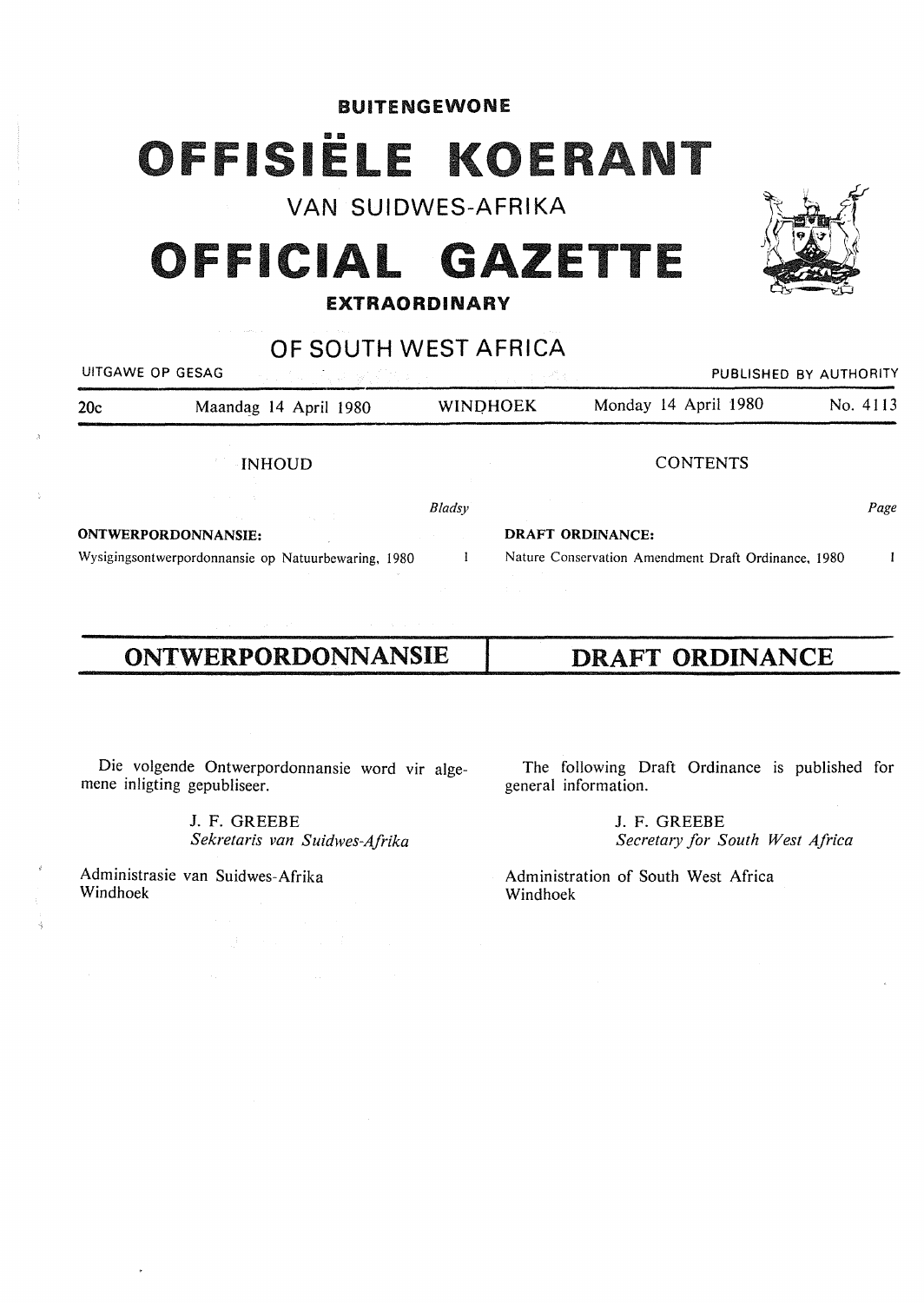**BUITENGEWONE**

# OFFISIËLE KOERANT

VAN SUIDWES-AFRIKA

# OFFICIAL GAZETTE

**EXTRAORDINARY**

OF SOUTH WEST AFRICA

UITGAWE OP GESAG — PUBLISHED BY AUTHORITY

| 20c | Maandag 14 April 1980 | WINDHOEK | Monday 14 April 1980 | No. 4113 |
|---|---|---|---|---|

| INHOUD | *Bladsy* | CONTENTS | *Page* |
|---|---|---|---|
| **ONTWERPORDONNANSIE:** | | **DRAFT ORDINANCE:** | |
| Wysigingsontwerpordonnansie op Natuurbewaring, 1980 | 1 | Nature Conservation Amendment Draft Ordinance, 1980 | 1 |

## ONTWERPORDONNANSIE

## DRAFT ORDINANCE

Die volgende Ontwerpordonnansie word vir algemene inligting gepubliseer.

J. F. GREEBE
*Sekretaris van Suidwes-Afrika*

Administrasie van Suidwes-Afrika
Windhoek

The following Draft Ordinance is published for general information.

J. F. GREEBE
*Secretary for South West Africa*

Administration of South West Africa
Windhoek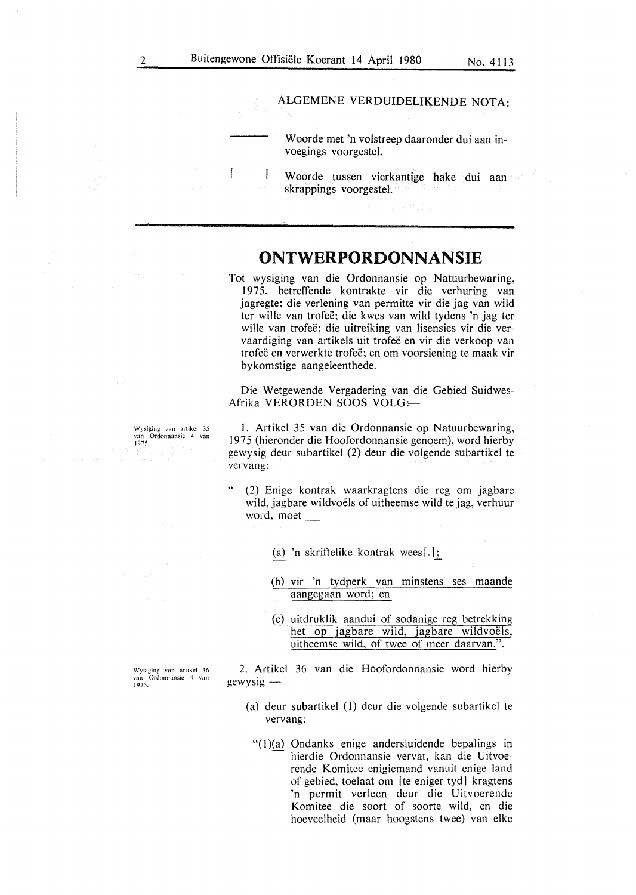ALGEMENE VERDUIDELIKENDE NOTA:

——— Woorde met 'n volstreep daaronder dui aan invoegings voorgestel.

[ ] Woorde tussen vierkantige hake dui aan skrappings voorgestel.

# ONTWERPORDONNANSIE

Tot wysiging van die Ordonnansie op Natuurbewaring, 1975, betreffende kontrakte vir die verhuring van jagregte; die verlening van permitte vir die jag van wild ter wille van trofeë; die kwes van wild tydens 'n jag ter wille van trofeë; die uitreiking van lisensies vir die vervaardiging van artikels uit trofeë en vir die verkoop van trofeë en verwerkte trofeë; en om voorsiening te maak vir bykomstige aangeleenthede.

Die Wetgewende Vergadering van die Gebied Suidwes-Afrika VERORDEN SOOS VOLG:—

*Wysiging van artikel 35 van Ordonnansie 4 van 1975.*

1. Artikel 35 van die Ordonnansie op Natuurbewaring, 1975 (hieronder die Hoofordonnansie genoem), word hierby gewysig deur subartikel (2) deur die volgende subartikel te vervang:

"(2) Enige kontrak waarkragtens die reg om jagbare wild, jagbare wildvoëls of uitheemse wild te jag, verhuur word, moet —

(a) 'n skriftelike kontrak wees[.];

(b) vir 'n tydperk van minstens ses maande aangegaan word; en

(c) uitdruklik aandui of sodanige reg betrekking het op jagbare wild, jagbare wildvoëls, uitheemse wild, of twee of meer daarvan.".

*Wysiging van artikel 36 van Ordonnansie 4 van 1975.*

2. Artikel 36 van die Hoofordonnansie word hierby gewysig —

(a) deur subartikel (1) deur die volgende subartikel te vervang:

"(1)(a) Ondanks enige andersluidende bepalings in hierdie Ordonnansie vervat, kan die Uitvoerende Komitee enigiemand vanuit enige land of gebied, toelaat om [te eniger tyd] kragtens 'n permit verleen deur die Uitvoerende Komitee die soort of soorte wild, en die hoeveelheid (maar hoogstens twee) van elke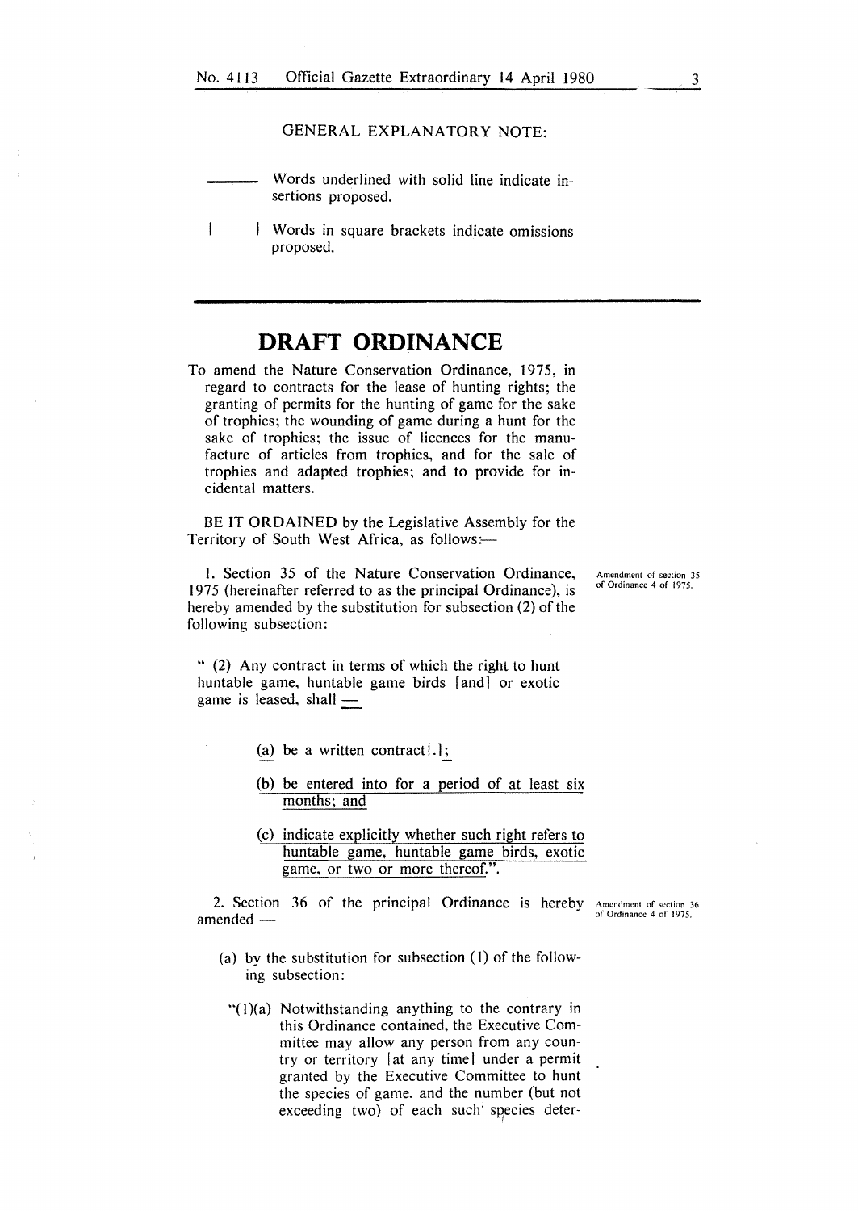GENERAL EXPLANATORY NOTE:

——— Words underlined with solid line indicate insertions proposed.

[ ] Words in square brackets indicate omissions proposed.

# DRAFT ORDINANCE

To amend the Nature Conservation Ordinance, 1975, in regard to contracts for the lease of hunting rights; the granting of permits for the hunting of game for the sake of trophies; the wounding of game during a hunt for the sake of trophies; the issue of licences for the manufacture of articles from trophies, and for the sale of trophies and adapted trophies; and to provide for incidental matters.

BE IT ORDAINED by the Legislative Assembly for the Territory of South West Africa, as follows:—

Amendment of section 35 of Ordinance 4 of 1975.

1. Section 35 of the Nature Conservation Ordinance, 1975 (hereinafter referred to as the principal Ordinance), is hereby amended by the substitution for subsection (2) of the following subsection:

" (2) Any contract in terms of which the right to hunt huntable game, huntable game birds [and] or exotic game is leased, shall —

(a) be a written contract[.];

(b) be entered into for a period of at least six months; and

(c) indicate explicitly whether such right refers to huntable game, huntable game birds, exotic game, or two or more thereof.".

Amendment of section 36 of Ordinance 4 of 1975.

2. Section 36 of the principal Ordinance is hereby amended —

(a) by the substitution for subsection (1) of the following subsection:

"(1)(a) Notwithstanding anything to the contrary in this Ordinance contained, the Executive Committee may allow any person from any country or territory [at any time] under a permit granted by the Executive Committee to hunt the species of game, and the number (but not exceeding two) of each such species deter-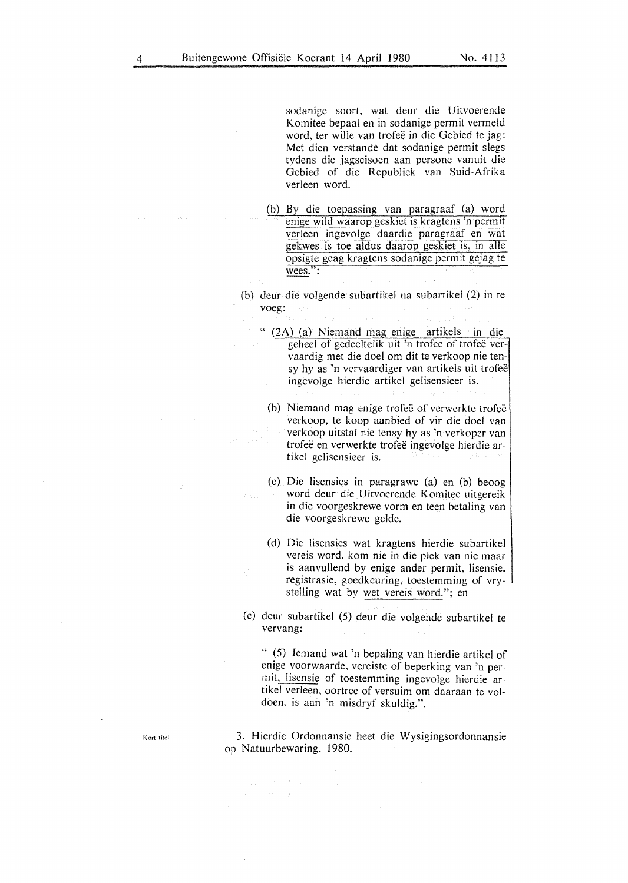sodanige soort, wat deur die Uitvoerende Komitee bepaal en in sodanige permit vermeld word, ter wille van trofeë in die Gebied te jag: Met dien verstande dat sodanige permit slegs tydens die jagseisoen aan persone vanuit die Gebied of die Republiek van Suid-Afrika verleen word.

(b) By die toepassing van paragraaf (a) word enige wild waarop geskiet is kragtens 'n permit verleen ingevolge daardie paragraaf en wat gekwes is toe aldus daarop geskiet is, in alle opsigte geag kragtens sodanige permit gejag te wees.";

(b) deur die volgende subartikel na subartikel (2) in te voeg:

"(2A) (a) Niemand mag enige artikels in die geheel of gedeeltelik uit 'n trofee of trofeë vervaardig met die doel om dit te verkoop nie tensy hy as 'n vervaardiger van artikels uit trofeë ingevolge hierdie artikel gelisensieer is.

(b) Niemand mag enige trofeë of verwerkte trofeë verkoop, te koop aanbied of vir die doel van verkoop uitstal nie tensy hy as 'n verkoper van trofeë en verwerkte trofeë ingevolge hierdie artikel gelisensieer is.

(c) Die lisensies in paragrawe (a) en (b) beoog word deur die Uitvoerende Komitee uitgereik in die voorgeskrewe vorm en teen betaling van die voorgeskrewe gelde.

(d) Die lisensies wat kragtens hierdie subartikel vereis word, kom nie in die plek van nie maar is aanvullend by enige ander permit, lisensie, registrasie, goedkeuring, toestemming of vrystelling wat by wet vereis word."; en

(c) deur subartikel (5) deur die volgende subartikel te vervang:

"(5) Iemand wat 'n bepaling van hierdie artikel of enige voorwaarde, vereiste of beperking van 'n permit, lisensie of toestemming ingevolge hierdie artikel verleen, oortree of versuim om daaraan te voldoen, is aan 'n misdryf skuldig.".

Kort titel.

3. Hierdie Ordonnansie heet die Wysigingsordonnansie op Natuurbewaring, 1980.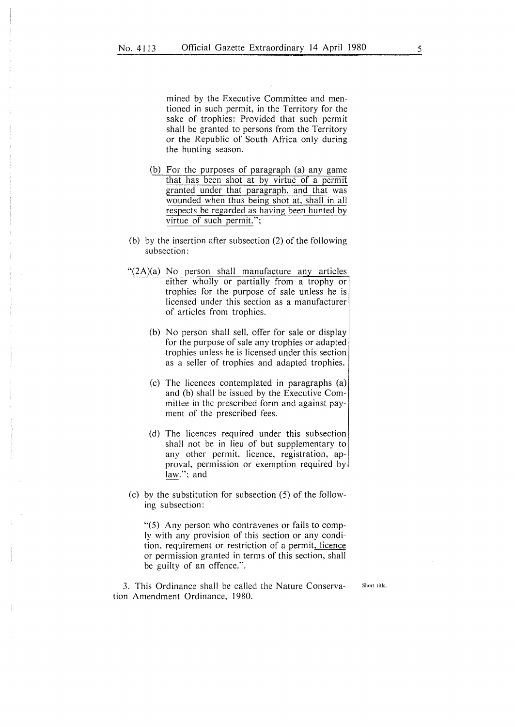mined by the Executive Committee and mentioned in such permit, in the Territory for the sake of trophies: Provided that such permit shall be granted to persons from the Territory or the Republic of South Africa only during the hunting season.

(b) For the purposes of paragraph (a) any game that has been shot at by virtue of a permit granted under that paragraph, and that was wounded when thus being shot at, shall in all respects be regarded as having been hunted by virtue of such permit.";

(b) by the insertion after subsection (2) of the following subsection:

"(2A)(a) No person shall manufacture any articles either wholly or partially from a trophy or trophies for the purpose of sale unless he is licensed under this section as a manufacturer of articles from trophies.

(b) No person shall sell, offer for sale or display for the purpose of sale any trophies or adapted trophies unless he is licensed under this section as a seller of trophies and adapted trophies.

(c) The licences contemplated in paragraphs (a) and (b) shall be issued by the Executive Committee in the prescribed form and against payment of the prescribed fees.

(d) The licences required under this subsection shall not be in lieu of but supplementary to any other permit, licence, registration, approval, permission or exemption required by law."; and

(c) by the substitution for subsection (5) of the following subsection:

"(5) Any person who contravenes or fails to comply with any provision of this section or any condition, requirement or restriction of a permit, licence or permission granted in terms of this section, shall be guilty of an offence.".

3. This Ordinance shall be called the Nature Conservation Amendment Ordinance, 1980.

Short title.